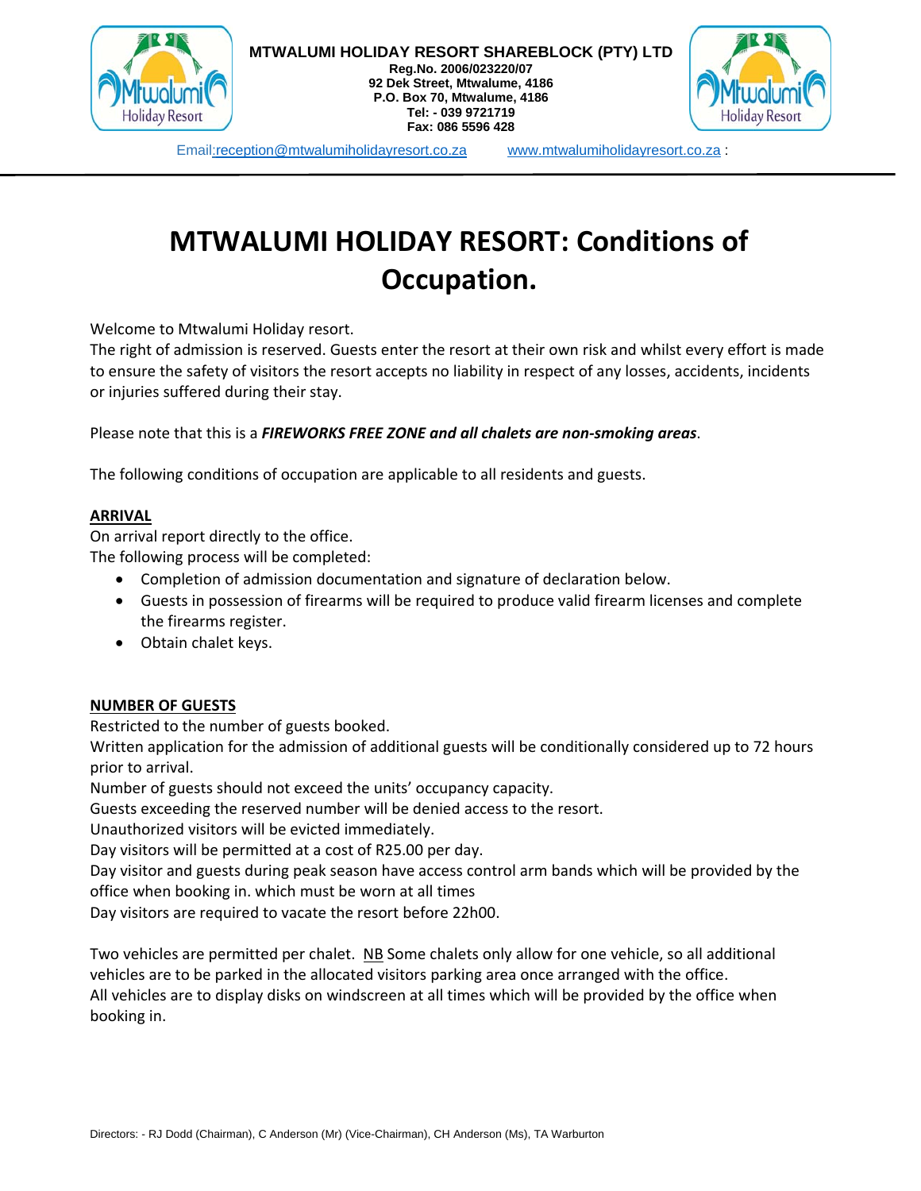**MTWALUMI HOLIDAY RESORT SHAREBLOCK (PTY) LTD**
**Reg.No. 2006/023220/07**
**92 Dek Street, Mtwalume, 4186**
**P.O. Box 70, Mtwalume, 4186**
**Tel: - 039 9721719**
**Fax: 086 5596 428**

Email:reception@mtwalumiholidayresort.co.za www.mtwalumiholidayresort.co.za :

# MTWALUMI HOLIDAY RESORT: Conditions of Occupation.

Welcome to Mtwalumi Holiday resort.
The right of admission is reserved. Guests enter the resort at their own risk and whilst every effort is made to ensure the safety of visitors the resort accepts no liability in respect of any losses, accidents, incidents or injuries suffered during their stay.

Please note that this is a ***FIREWORKS FREE ZONE and all chalets are non-smoking areas***.

The following conditions of occupation are applicable to all residents and guests.

**ARRIVAL**

On arrival report directly to the office.
The following process will be completed:

- Completion of admission documentation and signature of declaration below.
- Guests in possession of firearms will be required to produce valid firearm licenses and complete the firearms register.
- Obtain chalet keys.

**NUMBER OF GUESTS**

Restricted to the number of guests booked.
Written application for the admission of additional guests will be conditionally considered up to 72 hours prior to arrival.
Number of guests should not exceed the units' occupancy capacity.
Guests exceeding the reserved number will be denied access to the resort.
Unauthorized visitors will be evicted immediately.
Day visitors will be permitted at a cost of R25.00 per day.
Day visitor and guests during peak season have access control arm bands which will be provided by the office when booking in. which must be worn at all times
Day visitors are required to vacate the resort before 22h00.

Two vehicles are permitted per chalet. NB Some chalets only allow for one vehicle, so all additional vehicles are to be parked in the allocated visitors parking area once arranged with the office.
All vehicles are to display disks on windscreen at all times which will be provided by the office when booking in.

Directors: - RJ Dodd (Chairman), C Anderson (Mr) (Vice-Chairman), CH Anderson (Ms), TA Warburton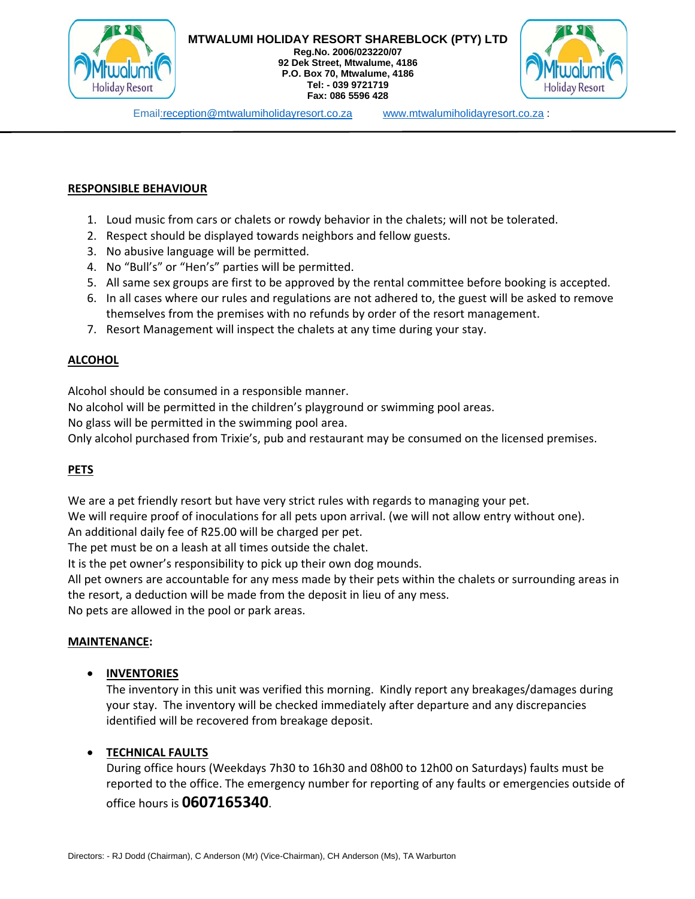**MTWALUMI HOLIDAY RESORT SHAREBLOCK (PTY) LTD**
**Reg.No. 2006/023220/07**
**92 Dek Street, Mtwalume, 4186**
**P.O. Box 70, Mtwalume, 4186**
**Tel: - 039 9721719**
**Fax: 086 5596 428**

Email:reception@mtwalumiholidayresort.co.za www.mtwalumiholidayresort.co.za :

## RESPONSIBLE BEHAVIOUR

1. Loud music from cars or chalets or rowdy behavior in the chalets; will not be tolerated.
2. Respect should be displayed towards neighbors and fellow guests.
3. No abusive language will be permitted.
4. No "Bull's" or "Hen's" parties will be permitted.
5. All same sex groups are first to be approved by the rental committee before booking is accepted.
6. In all cases where our rules and regulations are not adhered to, the guest will be asked to remove themselves from the premises with no refunds by order of the resort management.
7. Resort Management will inspect the chalets at any time during your stay.

## ALCOHOL

Alcohol should be consumed in a responsible manner.
No alcohol will be permitted in the children's playground or swimming pool areas.
No glass will be permitted in the swimming pool area.
Only alcohol purchased from Trixie's, pub and restaurant may be consumed on the licensed premises.

## PETS

We are a pet friendly resort but have very strict rules with regards to managing your pet.
We will require proof of inoculations for all pets upon arrival. (we will not allow entry without one).
An additional daily fee of R25.00 will be charged per pet.
The pet must be on a leash at all times outside the chalet.
It is the pet owner's responsibility to pick up their own dog mounds.
All pet owners are accountable for any mess made by their pets within the chalets or surrounding areas in the resort, a deduction will be made from the deposit in lieu of any mess.
No pets are allowed in the pool or park areas.

## MAINTENANCE:

- **INVENTORIES**
  The inventory in this unit was verified this morning. Kindly report any breakages/damages during your stay. The inventory will be checked immediately after departure and any discrepancies identified will be recovered from breakage deposit.

- **TECHNICAL FAULTS**
  During office hours (Weekdays 7h30 to 16h30 and 08h00 to 12h00 on Saturdays) faults must be reported to the office. The emergency number for reporting of any faults or emergencies outside of office hours is **0607165340**.

Directors: - RJ Dodd (Chairman), C Anderson (Mr) (Vice-Chairman), CH Anderson (Ms), TA Warburton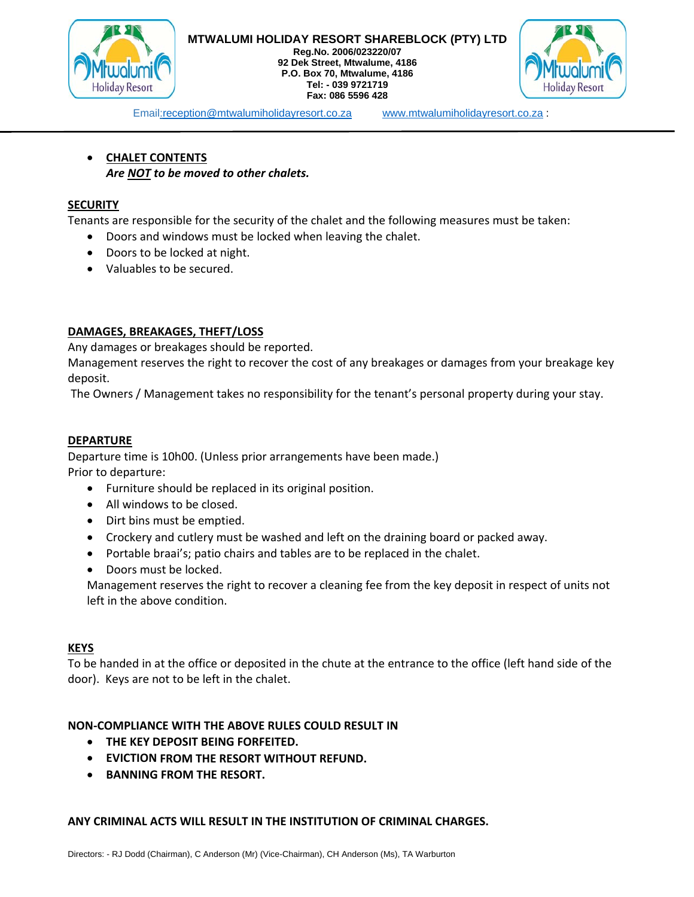- **CHALET CONTENTS**
  ***Are NOT to be moved to other chalets.***

**SECURITY**

Tenants are responsible for the security of the chalet and the following measures must be taken:

- Doors and windows must be locked when leaving the chalet.
- Doors to be locked at night.
- Valuables to be secured.

**DAMAGES, BREAKAGES, THEFT/LOSS**

Any damages or breakages should be reported.

Management reserves the right to recover the cost of any breakages or damages from your breakage key deposit.

The Owners / Management takes no responsibility for the tenant's personal property during your stay.

**DEPARTURE**

Departure time is 10h00. (Unless prior arrangements have been made.)

Prior to departure:

- Furniture should be replaced in its original position.
- All windows to be closed.
- Dirt bins must be emptied.
- Crockery and cutlery must be washed and left on the draining board or packed away.
- Portable braai's; patio chairs and tables are to be replaced in the chalet.
- Doors must be locked.

Management reserves the right to recover a cleaning fee from the key deposit in respect of units not left in the above condition.

**KEYS**

To be handed in at the office or deposited in the chute at the entrance to the office (left hand side of the door). Keys are not to be left in the chalet.

**NON-COMPLIANCE WITH THE ABOVE RULES COULD RESULT IN**

- **THE KEY DEPOSIT BEING FORFEITED.**
- **EVICTION FROM THE RESORT WITHOUT REFUND.**
- **BANNING FROM THE RESORT.**

**ANY CRIMINAL ACTS WILL RESULT IN THE INSTITUTION OF CRIMINAL CHARGES.**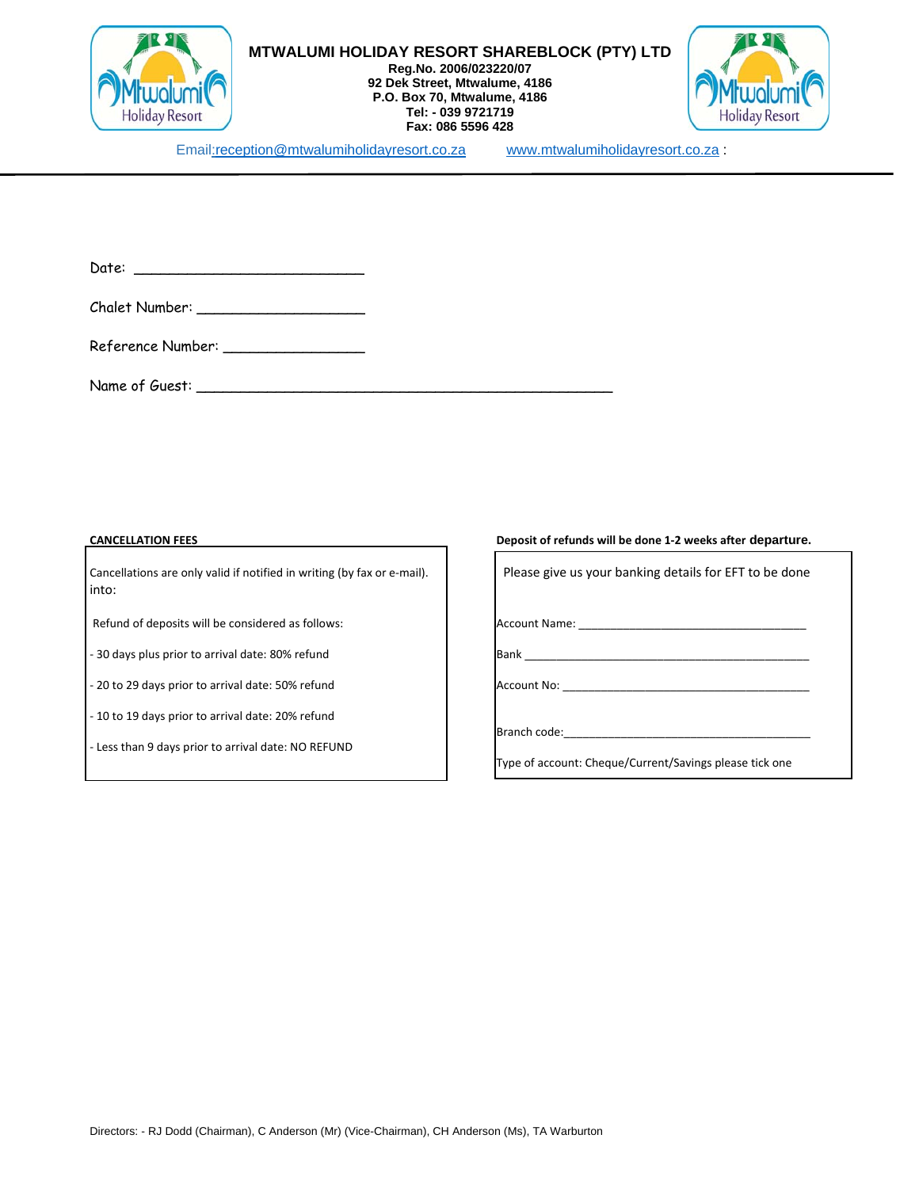# MTWALUMI HOLIDAY RESORT SHAREBLOCK (PTY) LTD

**Reg.No. 2006/023220/07**
**92 Dek Street, Mtwalume, 4186**
**P.O. Box 70, Mtwalume, 4186**
**Tel: - 039 9721719**
**Fax: 086 5596 428**

Email:reception@mtwalumiholidayresort.co.za www.mtwalumiholidayresort.co.za :

---

Date: ____________________________

Chalet Number: ____________________

Reference Number: _________________

Name of Guest: ___________________________________________________

**CANCELLATION FEES**

Cancellations are only valid if notified in writing (by fax or e-mail). into:

Refund of deposits will be considered as follows:

- 30 days plus prior to arrival date: 80% refund
- 20 to 29 days prior to arrival date: 50% refund
- 10 to 19 days prior to arrival date: 20% refund
- Less than 9 days prior to arrival date: NO REFUND

**Deposit of refunds will be done 1-2 weeks after departure.**

Please give us your banking details for EFT to be done

Account Name: ___________________________________

Bank ____________________________________________

Account No: ______________________________________

Branch code:_______________________________________

Type of account: Cheque/Current/Savings please tick one

Directors: - RJ Dodd (Chairman), C Anderson (Mr) (Vice-Chairman), CH Anderson (Ms), TA Warburton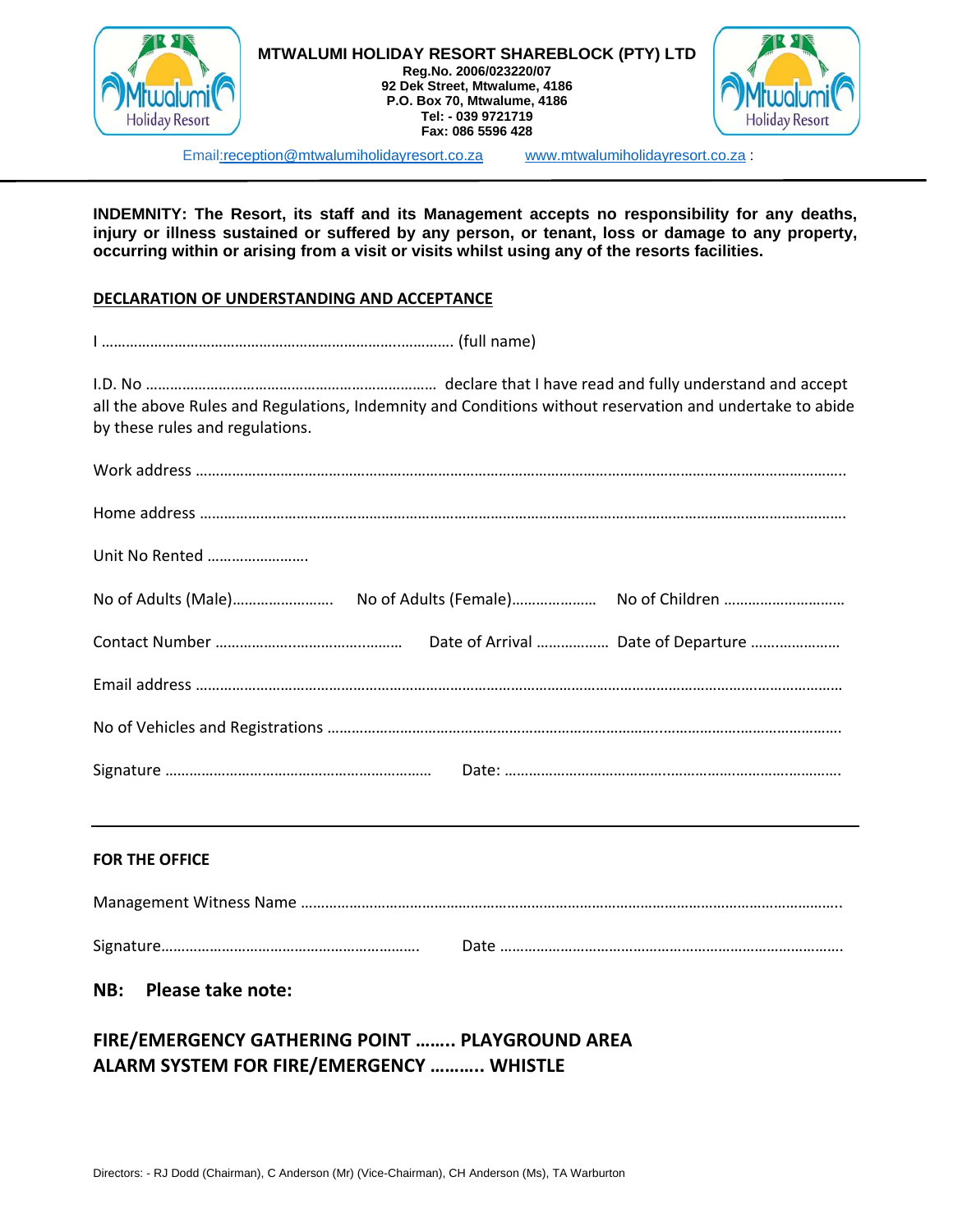**MTWALUMI HOLIDAY RESORT SHAREBLOCK (PTY) LTD**
**Reg.No. 2006/023220/07**
**92 Dek Street, Mtwalume, 4186**
**P.O. Box 70, Mtwalume, 4186**
**Tel: - 039 9721719**
**Fax: 086 5596 428**

Email:reception@mtwalumiholidayresort.co.za www.mtwalumiholidayresort.co.za :

---

**INDEMNITY: The Resort, its staff and its Management accepts no responsibility for any deaths, injury or illness sustained or suffered by any person, or tenant, loss or damage to any property, occurring within or arising from a visit or visits whilst using any of the resorts facilities.**

**DECLARATION OF UNDERSTANDING AND ACCEPTANCE**

I …………………………………………………………………………… (full name)

I.D. No ……………………………………………………………… declare that I have read and fully understand and accept all the above Rules and Regulations, Indemnity and Conditions without reservation and undertake to abide by these rules and regulations.

Work address ………………………………………………………………………………………………………………………………

Home address ………………………………………………………………………………………………………………………………

Unit No Rented …………………….

No of Adults (Male)……………………. No of Adults (Female)………………… No of Children …………………………

Contact Number ………………………………………… Date of Arrival ……………… Date of Departure …………………

Email address ………………………………………………………………………………………………………………………………

No of Vehicles and Registrations ……………………………………………………………………………………………………

Signature ………………………………………………………… Date: ……………………………………………………………………

---

**FOR THE OFFICE**

Management Witness Name ……………………………………………………………………………………………………………

Signature……………………………………………………… Date ……………………………………………………………………

**NB: Please take note:**

**FIRE/EMERGENCY GATHERING POINT …….. PLAYGROUND AREA**
**ALARM SYSTEM FOR FIRE/EMERGENCY ……….. WHISTLE**

Directors: - RJ Dodd (Chairman), C Anderson (Mr) (Vice-Chairman), CH Anderson (Ms), TA Warburton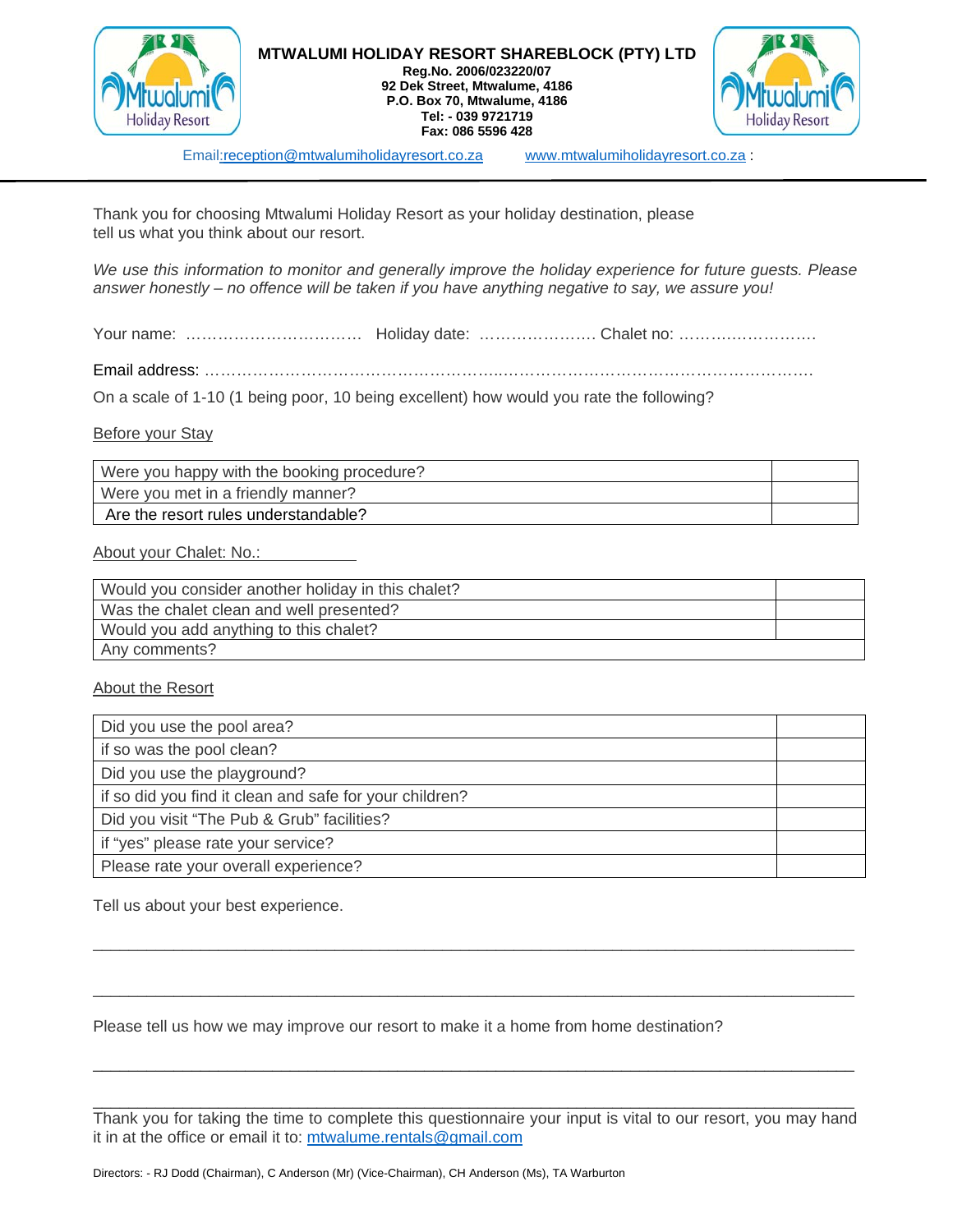**MTWALUMI HOLIDAY RESORT SHAREBLOCK (PTY) LTD**
**Reg.No. 2006/023220/07**
**92 Dek Street, Mtwalume, 4186**
**P.O. Box 70, Mtwalume, 4186**
**Tel: - 039 9721719**
**Fax: 086 5596 428**

Email:reception@mtwalumiholidayresort.co.za www.mtwalumiholidayresort.co.za :

Thank you for choosing Mtwalumi Holiday Resort as your holiday destination, please tell us what you think about our resort.

*We use this information to monitor and generally improve the holiday experience for future guests. Please answer honestly – no offence will be taken if you have anything negative to say, we assure you!*

Your name: …………………………… Holiday date: …………………. Chalet no: ……….…………….

Email address: ………………………………………………..…………………………………………………

On a scale of 1-10 (1 being poor, 10 being excellent) how would you rate the following?

Before your Stay

| | |
|---|---|
| Were you happy with the booking procedure? | |
| Were you met in a friendly manner? | |
| Are the resort rules understandable? | |

About your Chalet: No.: ____________

| | |
|---|---|
| Would you consider another holiday in this chalet? | |
| Was the chalet clean and well presented? | |
| Would you add anything to this chalet? | |
| Any comments? | |

About the Resort

| | |
|---|---|
| Did you use the pool area? | |
| if so was the pool clean? | |
| Did you use the playground? | |
| if so did you find it clean and safe for your children? | |
| Did you visit "The Pub & Grub" facilities? | |
| if "yes" please rate your service? | |
| Please rate your overall experience? | |

Tell us about your best experience.

________________________________________________________________________________

________________________________________________________________________________

Please tell us how we may improve our resort to make it a home from home destination?

________________________________________________________________________________

________________________________________________________________________________

Thank you for taking the time to complete this questionnaire your input is vital to our resort, you may hand it in at the office or email it to: mtwalume.rentals@gmail.com

Directors: - RJ Dodd (Chairman), C Anderson (Mr) (Vice-Chairman), CH Anderson (Ms), TA Warburton